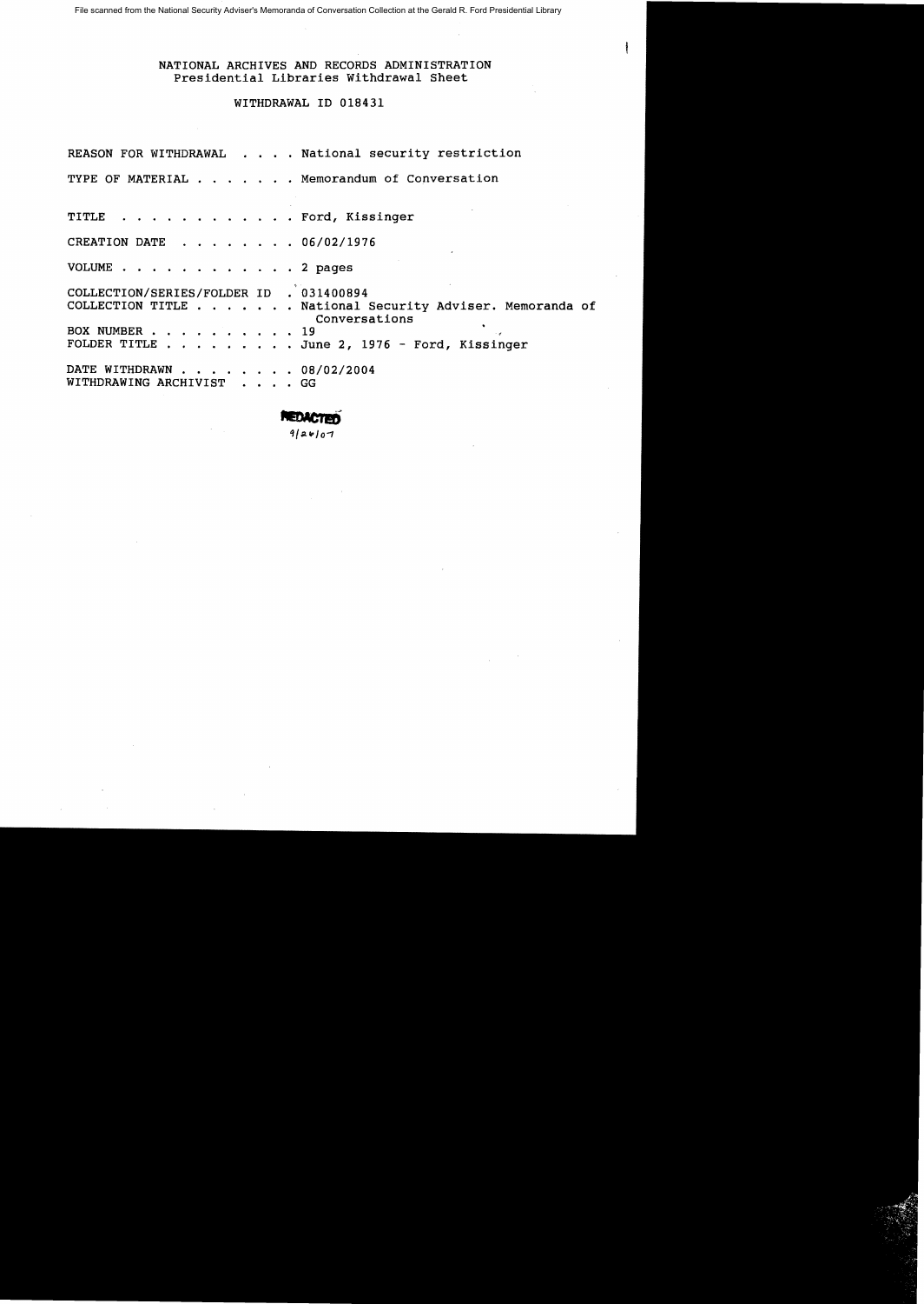File scanned from the National Security Adviser's Memoranda of Conversation Collection at the Gerald R. Ford Presidential Library

NATIONAL ARCHIVES AND RECORDS ADMINISTRATION
Presidential Libraries Withdrawal Sheet

WITHDRAWAL ID 018431

REASON FOR WITHDRAWAL . . . . National security restriction

TYPE OF MATERIAL . . . . . . . Memorandum of Conversation

TITLE . . . . . . . . . . . . Ford, Kissinger

CREATION DATE . . . . . . . . 06/02/1976

VOLUME . . . . . . . . . . . . 2 pages

COLLECTION/SERIES/FOLDER ID . 031400894
COLLECTION TITLE . . . . . . . National Security Adviser. Memoranda of Conversations
BOX NUMBER . . . . . . . . . . 19
FOLDER TITLE . . . . . . . . . June 2, 1976 - Ford, Kissinger

DATE WITHDRAWN . . . . . . . . 08/02/2004
WITHDRAWING ARCHIVIST . . . . GG

REDACTED
9/26/07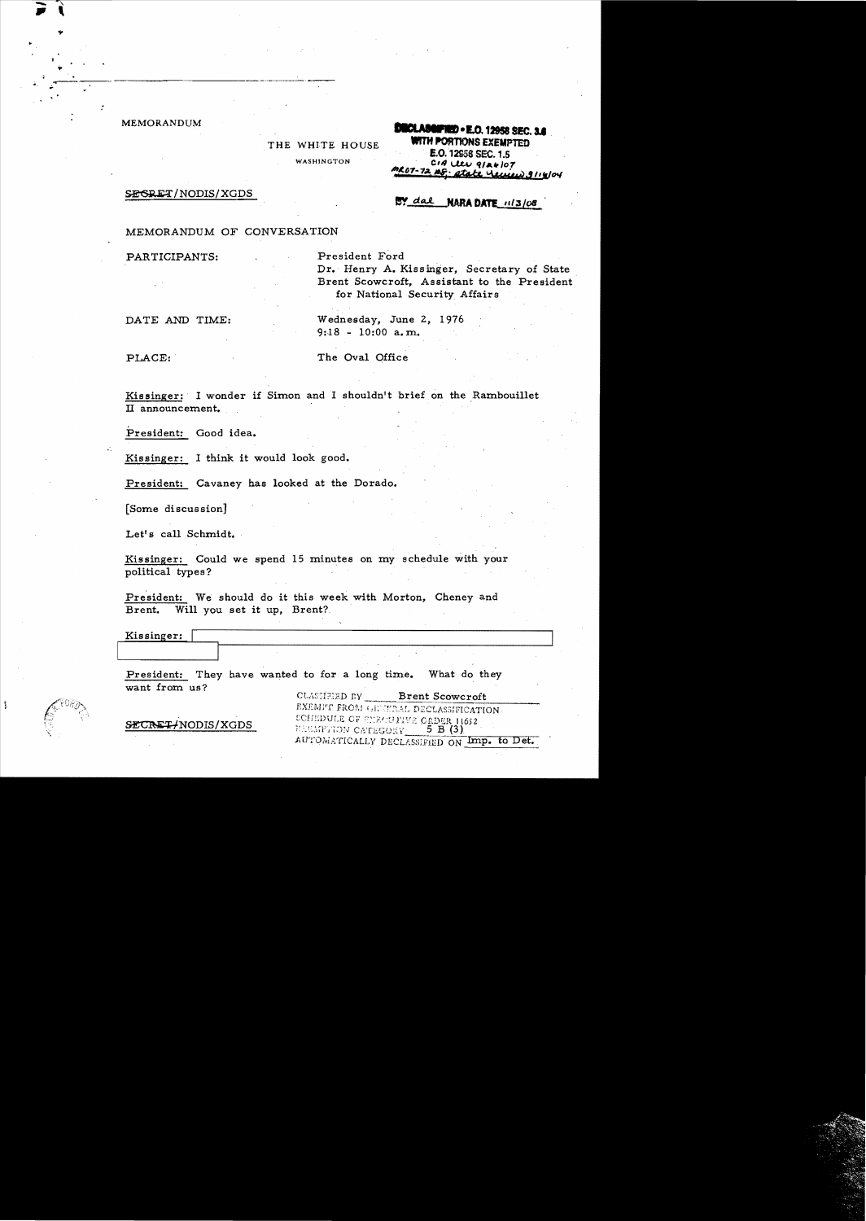MEMORANDUM

THE WHITE HOUSE

WASHINGTON

DECLASSIFIED • E.O. 12958 SEC. 3.6
WITH PORTIONS EXEMPTED
E.O. 12958 SEC. 1.5
CIA Rev 9/26/07
MR07-72 #8; State Review 3/16/04
BY dal NARA DATE 11/3/08

SECRET/NODIS/XGDS

MEMORANDUM OF CONVERSATION

PARTICIPANTS: President Ford
Dr. Henry A. Kissinger, Secretary of State
Brent Scowcroft, Assistant to the President for National Security Affairs

DATE AND TIME: Wednesday, June 2, 1976
9:18 - 10:00 a.m.

PLACE: The Oval Office

Kissinger: I wonder if Simon and I shouldn't brief on the Rambouillet II announcement.

President: Good idea.

Kissinger: I think it would look good.

President: Cavaney has looked at the Dorado.

[Some discussion]

Let's call Schmidt.

Kissinger: Could we spend 15 minutes on my schedule with your political types?

President: We should do it this week with Morton, Cheney and Brent. Will you set it up, Brent?

Kissinger: [redacted]

President: They have wanted to for a long time. What do they want from us?

SECRET/NODIS/XGDS

CLASSIFIED BY Brent Scowcroft
EXEMPT FROM GENERAL DECLASSIFICATION
SCHEDULE OF EXECUTIVE ORDER 11652
EXEMPTION CATEGORY 5 B (3)
AUTOMATICALLY DECLASSIFIED ON Imp. to Det.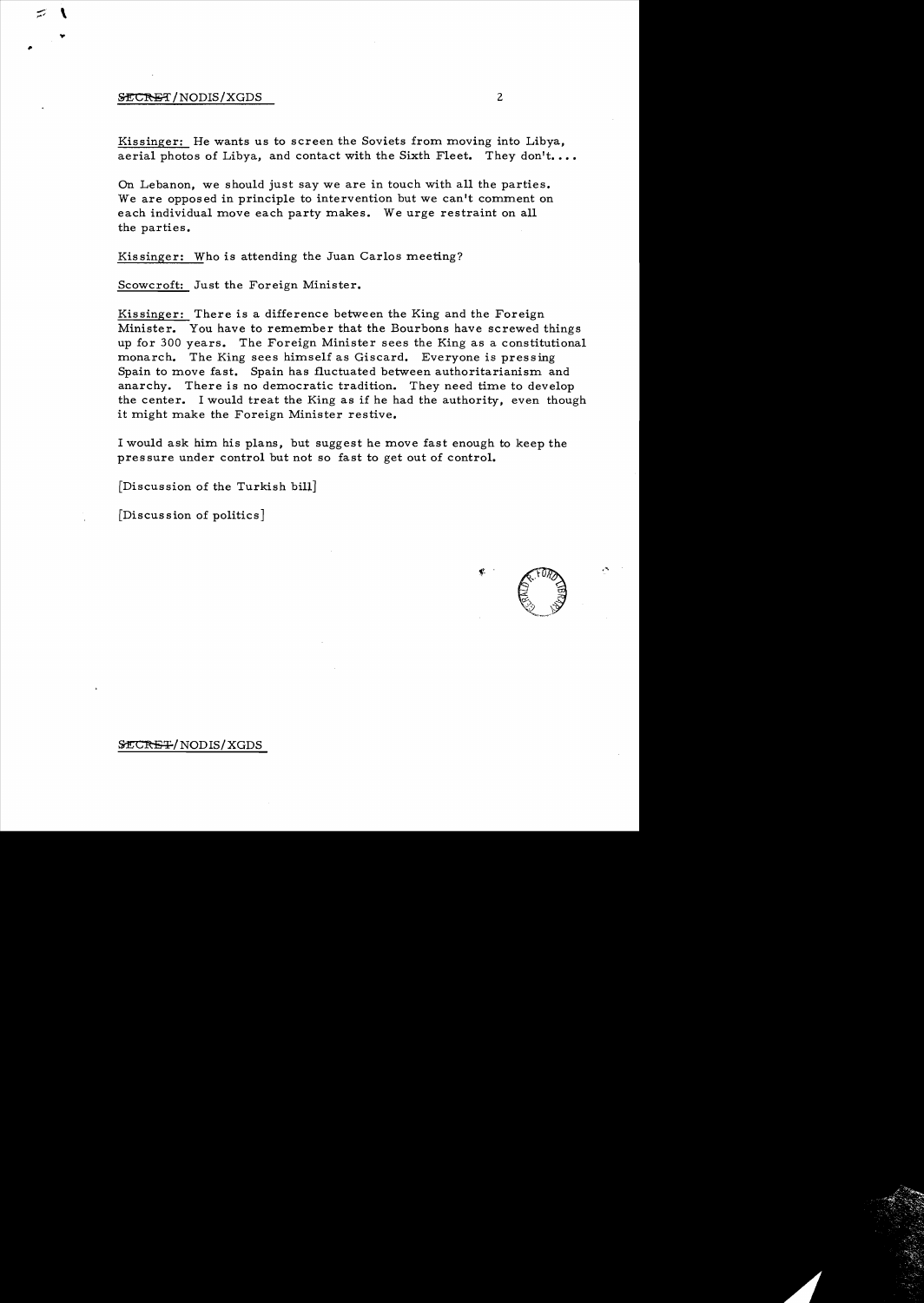Kissinger: He wants us to screen the Soviets from moving into Libya, aerial photos of Libya, and contact with the Sixth Fleet. They don't....

On Lebanon, we should just say we are in touch with all the parties. We are opposed in principle to intervention but we can't comment on each individual move each party makes. We urge restraint on all the parties.

Kissinger: Who is attending the Juan Carlos meeting?

Scowcroft: Just the Foreign Minister.

Kissinger: There is a difference between the King and the Foreign Minister. You have to remember that the Bourbons have screwed things up for 300 years. The Foreign Minister sees the King as a constitutional monarch. The King sees himself as Giscard. Everyone is pressing Spain to move fast. Spain has fluctuated between authoritarianism and anarchy. There is no democratic tradition. They need time to develop the center. I would treat the King as if he had the authority, even though it might make the Foreign Minister restive.

I would ask him his plans, but suggest he move fast enough to keep the pressure under control but not so fast to get out of control.

[Discussion of the Turkish bill]

[Discussion of politics]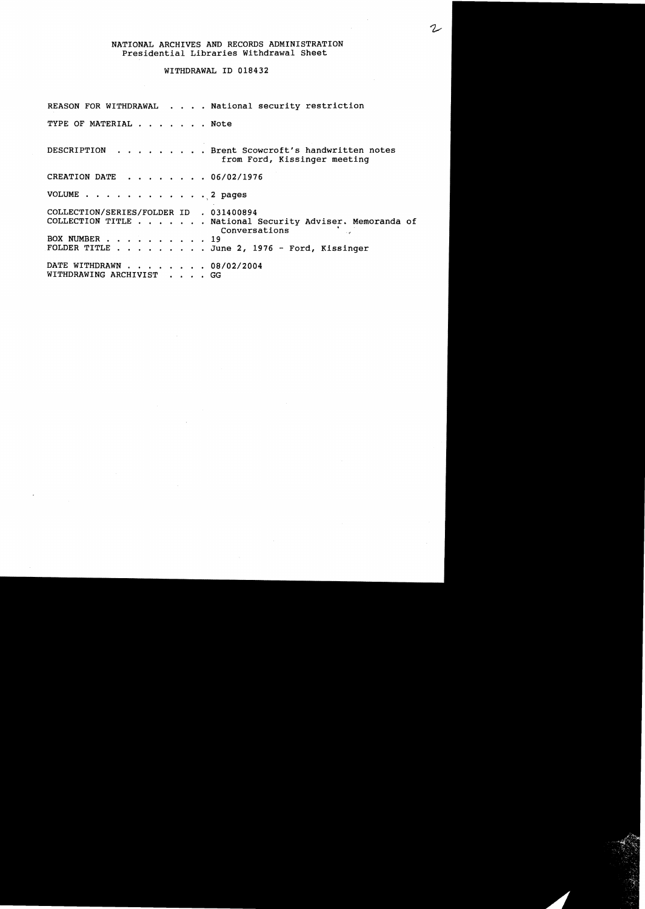NATIONAL ARCHIVES AND RECORDS ADMINISTRATION
Presidential Libraries Withdrawal Sheet

WITHDRAWAL ID 018432

REASON FOR WITHDRAWAL . . . . National security restriction

TYPE OF MATERIAL . . . . . . . Note

DESCRIPTION . . . . . . . . . Brent Scowcroft's handwritten notes from Ford, Kissinger meeting

CREATION DATE . . . . . . . . 06/02/1976

VOLUME . . . . . . . . . . . . 2 pages

COLLECTION/SERIES/FOLDER ID . 031400894
COLLECTION TITLE . . . . . . . National Security Adviser. Memoranda of Conversations
BOX NUMBER . . . . . . . . . . 19
FOLDER TITLE . . . . . . . . . June 2, 1976 - Ford, Kissinger

DATE WITHDRAWN . . . . . . . . 08/02/2004
WITHDRAWING ARCHIVIST . . . . GG